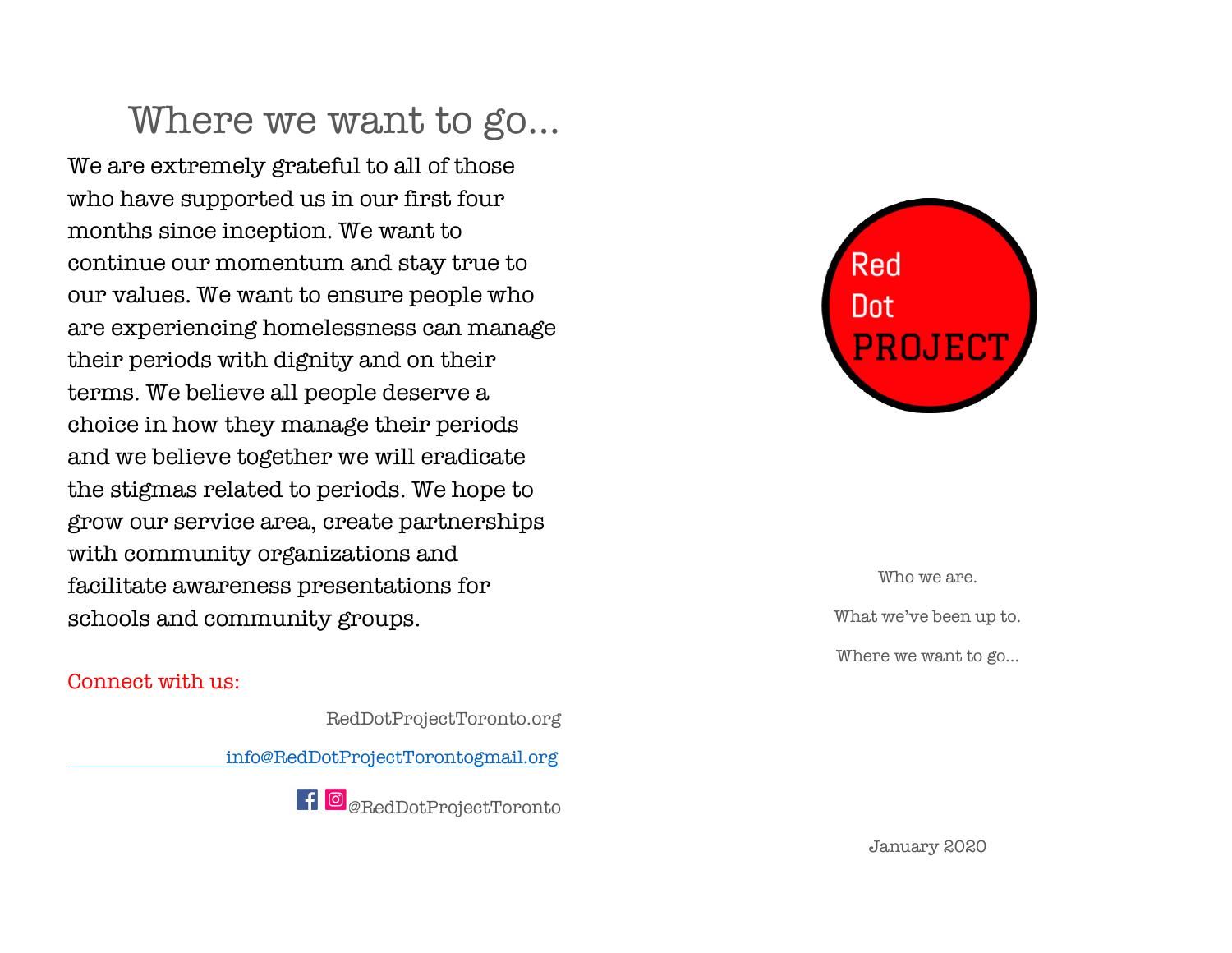# Where we want to go...

We are extremely grateful to all of those who have supported us in our first four months since inception. We want to continue our momentum and stay true to our values. We want to ensure people who are experiencing homelessness can manage their periods with dignity and on their terms. We believe all people deserve a choice in how they manage their periods and we believe together we will eradicate the stigmas related to periods. We hope to grow our service area, create partnerships with community organizations and facilitate awareness presentations for schools and community groups.

Connect with us:

RedDotProjectToronto.org

info@RedDotProjectTorontogmail.org

@RedDotProjectToronto

Red Dot PROJECT

Who we are.

What we've been up to.

Where we want to go...

January 2020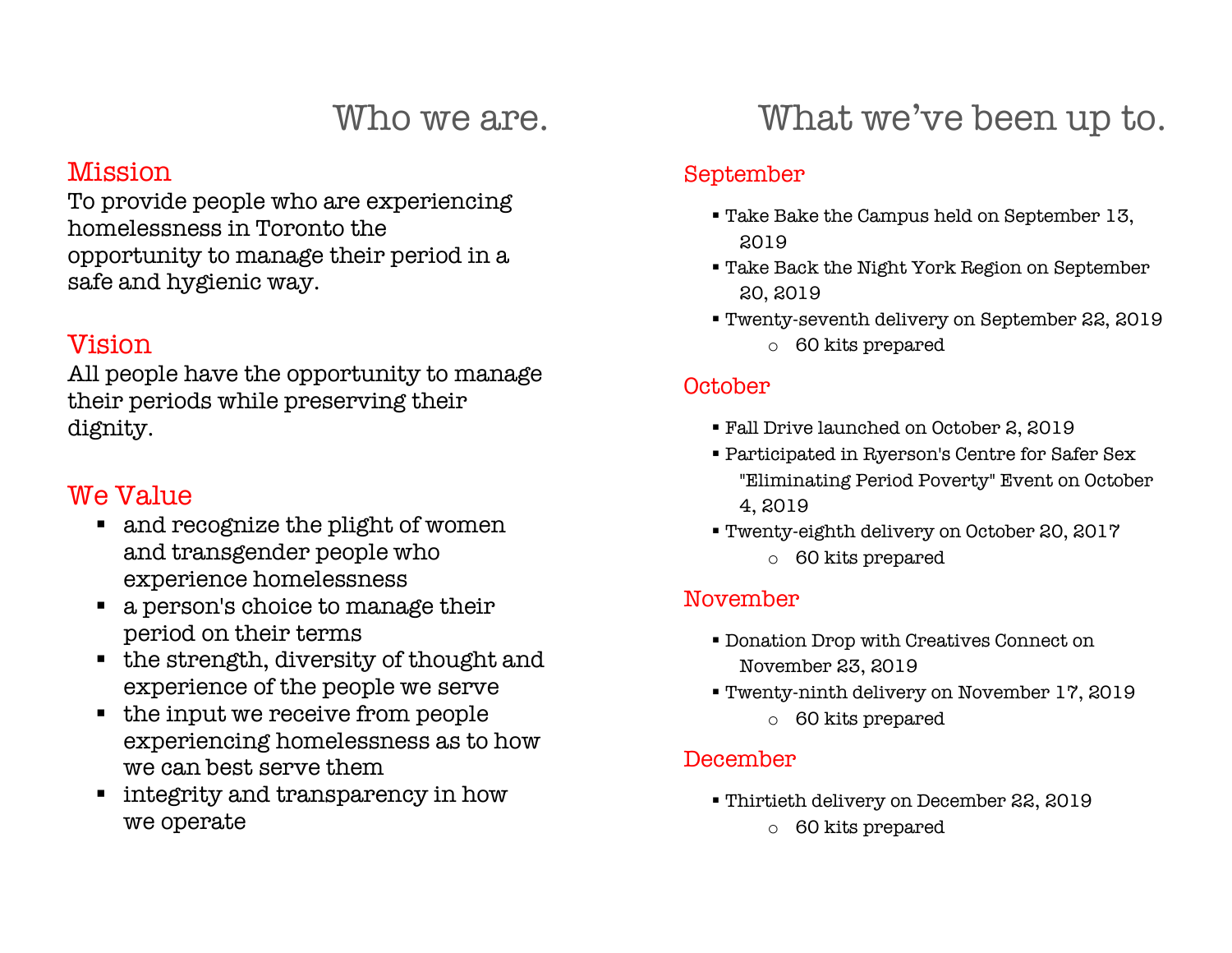# Who we are.

## Mission

To provide people who are experiencing homelessness in Toronto the opportunity to manage their period in a safe and hygienic way.

## Vision

All people have the opportunity to manage their periods while preserving their dignity.

## We Value

- and recognize the plight of women and transgender people who experience homelessness
- a person's choice to manage their period on their terms
- the strength, diversity of thought and experience of the people we serve
- the input we receive from people experiencing homelessness as to how we can best serve them
- integrity and transparency in how we operate

# What we've been up to.

## September

- Take Bake the Campus held on September 13, 2019
- Take Back the Night York Region on September 20, 2019
- Twenty-seventh delivery on September 22, 2019
  - 60 kits prepared

## October

- Fall Drive launched on October 2, 2019
- Participated in Ryerson's Centre for Safer Sex "Eliminating Period Poverty" Event on October 4, 2019
- Twenty-eighth delivery on October 20, 2017
  - 60 kits prepared

## November

- Donation Drop with Creatives Connect on November 23, 2019
- Twenty-ninth delivery on November 17, 2019
  - 60 kits prepared

## December

- Thirtieth delivery on December 22, 2019
  - 60 kits prepared